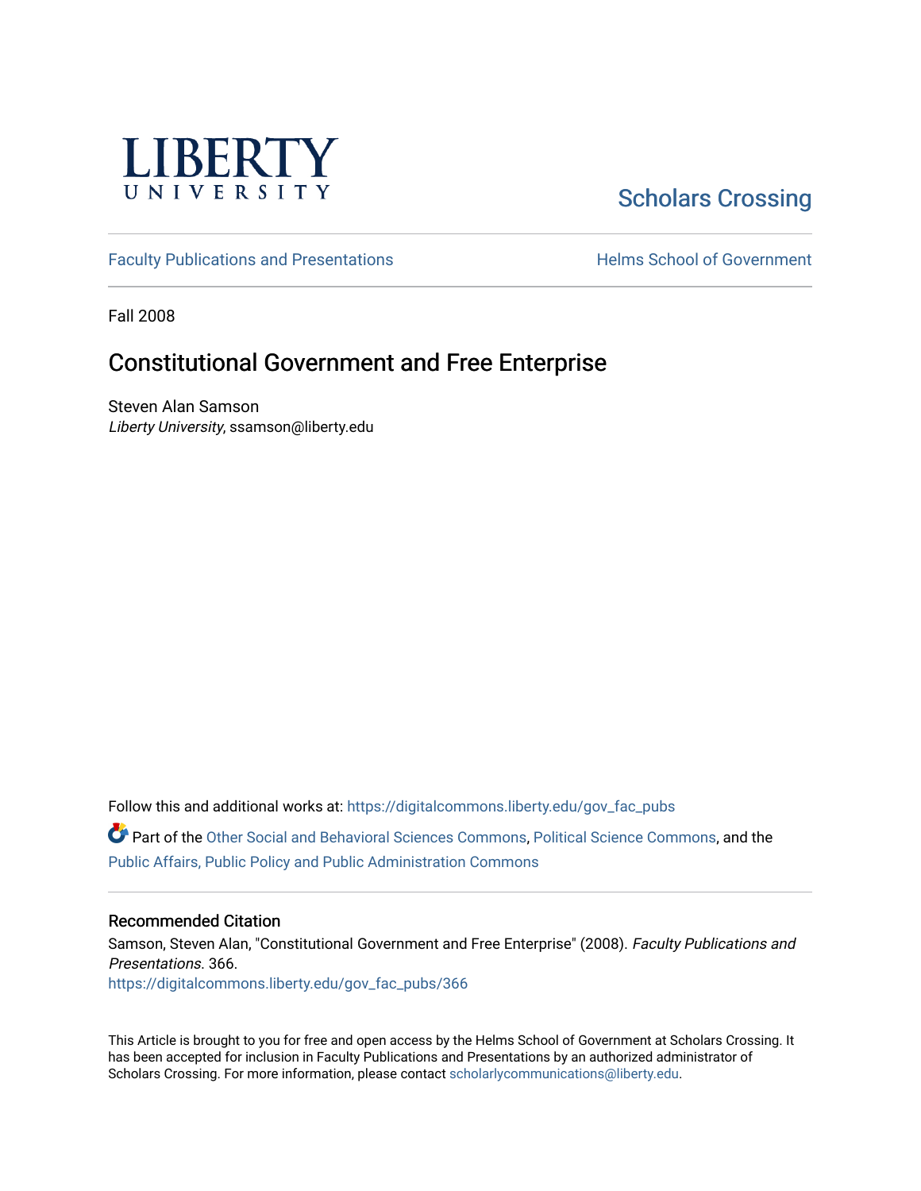LIBERTY UNIVERSITY

Scholars Crossing

Faculty Publications and Presentations

Helms School of Government

Fall 2008

# Constitutional Government and Free Enterprise

Steven Alan Samson
*Liberty University*, ssamson@liberty.edu

Follow this and additional works at: https://digitalcommons.liberty.edu/gov_fac_pubs

Part of the Other Social and Behavioral Sciences Commons, Political Science Commons, and the Public Affairs, Public Policy and Public Administration Commons

## Recommended Citation

Samson, Steven Alan, "Constitutional Government and Free Enterprise" (2008). *Faculty Publications and Presentations*. 366.
https://digitalcommons.liberty.edu/gov_fac_pubs/366

This Article is brought to you for free and open access by the Helms School of Government at Scholars Crossing. It has been accepted for inclusion in Faculty Publications and Presentations by an authorized administrator of Scholars Crossing. For more information, please contact scholarlycommunications@liberty.edu.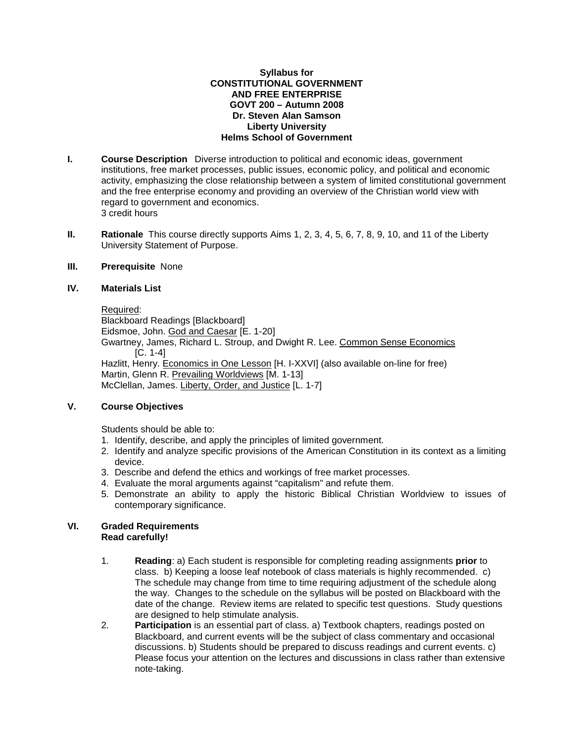**Syllabus for**
**CONSTITUTIONAL GOVERNMENT**
**AND FREE ENTERPRISE**
**GOVT 200 – Autumn 2008**
**Dr. Steven Alan Samson**
**Liberty University**
**Helms School of Government**

**I. Course Description** Diverse introduction to political and economic ideas, government institutions, free market processes, public issues, economic policy, and political and economic activity, emphasizing the close relationship between a system of limited constitutional government and the free enterprise economy and providing an overview of the Christian world view with regard to government and economics.
3 credit hours

**II. Rationale** This course directly supports Aims 1, 2, 3, 4, 5, 6, 7, 8, 9, 10, and 11 of the Liberty University Statement of Purpose.

**III. Prerequisite** None

**IV. Materials List**

Required:
Blackboard Readings [Blackboard]
Eidsmoe, John. God and Caesar [E. 1-20]
Gwartney, James, Richard L. Stroup, and Dwight R. Lee. Common Sense Economics [C. 1-4]
Hazlitt, Henry. Economics in One Lesson [H. I-XXVI] (also available on-line for free)
Martin, Glenn R. Prevailing Worldviews [M. 1-13]
McClellan, James. Liberty, Order, and Justice [L. 1-7]

**V. Course Objectives**

Students should be able to:

1. Identify, describe, and apply the principles of limited government.
2. Identify and analyze specific provisions of the American Constitution in its context as a limiting device.
3. Describe and defend the ethics and workings of free market processes.
4. Evaluate the moral arguments against "capitalism" and refute them.
5. Demonstrate an ability to apply the historic Biblical Christian Worldview to issues of contemporary significance.

**VI. Graded Requirements**
**Read carefully!**

1. **Reading**: a) Each student is responsible for completing reading assignments **prior** to class. b) Keeping a loose leaf notebook of class materials is highly recommended. c) The schedule may change from time to time requiring adjustment of the schedule along the way. Changes to the schedule on the syllabus will be posted on Blackboard with the date of the change. Review items are related to specific test questions. Study questions are designed to help stimulate analysis.
2. **Participation** is an essential part of class. a) Textbook chapters, readings posted on Blackboard, and current events will be the subject of class commentary and occasional discussions. b) Students should be prepared to discuss readings and current events. c) Please focus your attention on the lectures and discussions in class rather than extensive note-taking.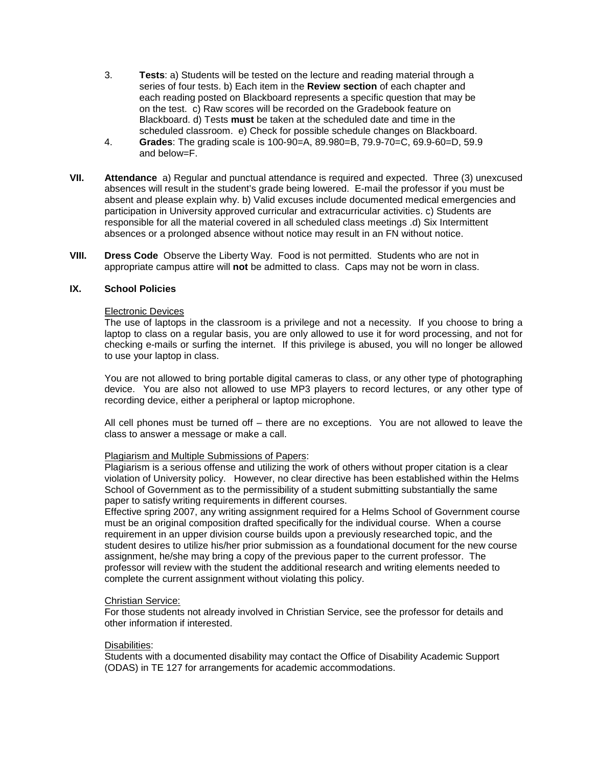3. **Tests**: a) Students will be tested on the lecture and reading material through a series of four tests. b) Each item in the **Review section** of each chapter and each reading posted on Blackboard represents a specific question that may be on the test. c) Raw scores will be recorded on the Gradebook feature on Blackboard. d) Tests **must** be taken at the scheduled date and time in the scheduled classroom. e) Check for possible schedule changes on Blackboard.
4. **Grades**: The grading scale is 100-90=A, 89.980=B, 79.9-70=C, 69.9-60=D, 59.9 and below=F.

## VII. Attendance

a) Regular and punctual attendance is required and expected. Three (3) unexcused absences will result in the student's grade being lowered. E-mail the professor if you must be absent and please explain why. b) Valid excuses include documented medical emergencies and participation in University approved curricular and extracurricular activities. c) Students are responsible for all the material covered in all scheduled class meetings .d) Six Intermittent absences or a prolonged absence without notice may result in an FN without notice.

## VIII. Dress Code

Observe the Liberty Way. Food is not permitted. Students who are not in appropriate campus attire will **not** be admitted to class. Caps may not be worn in class.

## IX. School Policies

Electronic Devices

The use of laptops in the classroom is a privilege and not a necessity. If you choose to bring a laptop to class on a regular basis, you are only allowed to use it for word processing, and not for checking e-mails or surfing the internet. If this privilege is abused, you will no longer be allowed to use your laptop in class.

You are not allowed to bring portable digital cameras to class, or any other type of photographing device. You are also not allowed to use MP3 players to record lectures, or any other type of recording device, either a peripheral or laptop microphone.

All cell phones must be turned off – there are no exceptions. You are not allowed to leave the class to answer a message or make a call.

Plagiarism and Multiple Submissions of Papers:

Plagiarism is a serious offense and utilizing the work of others without proper citation is a clear violation of University policy. However, no clear directive has been established within the Helms School of Government as to the permissibility of a student submitting substantially the same paper to satisfy writing requirements in different courses.

Effective spring 2007, any writing assignment required for a Helms School of Government course must be an original composition drafted specifically for the individual course. When a course requirement in an upper division course builds upon a previously researched topic, and the student desires to utilize his/her prior submission as a foundational document for the new course assignment, he/she may bring a copy of the previous paper to the current professor. The professor will review with the student the additional research and writing elements needed to complete the current assignment without violating this policy.

Christian Service:

For those students not already involved in Christian Service, see the professor for details and other information if interested.

Disabilities:

Students with a documented disability may contact the Office of Disability Academic Support (ODAS) in TE 127 for arrangements for academic accommodations.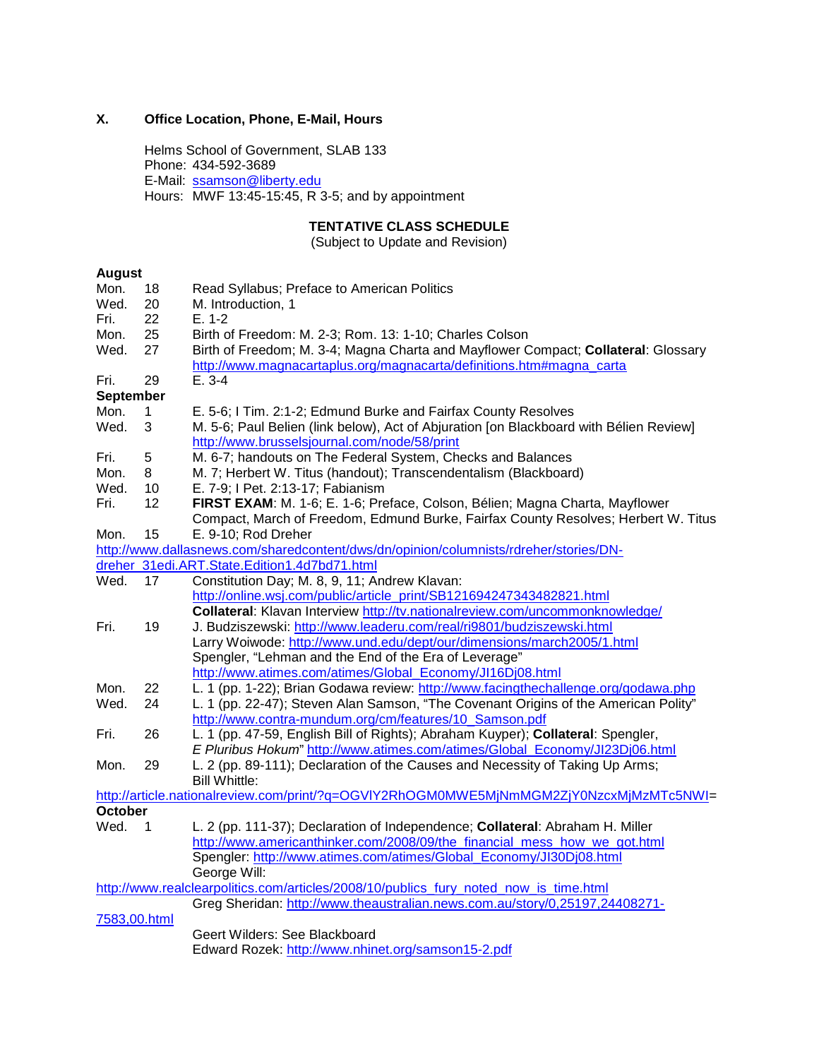### X. Office Location, Phone, E-Mail, Hours

Helms School of Government, SLAB 133
Phone: 434-592-3689
E-Mail: ssamson@liberty.edu
Hours: MWF 13:45-15:45, R 3-5; and by appointment

**TENTATIVE CLASS SCHEDULE**
(Subject to Update and Revision)

**August**

| | | |
|---|---|---|
| Mon. | 18 | Read Syllabus; Preface to American Politics |
| Wed. | 20 | M. Introduction, 1 |
| Fri. | 22 | E. 1-2 |
| Mon. | 25 | Birth of Freedom: M. 2-3; Rom. 13: 1-10; Charles Colson |
| Wed. | 27 | Birth of Freedom; M. 3-4; Magna Charta and Mayflower Compact; **Collateral**: Glossary http://www.magnacartaplus.org/magnacarta/definitions.htm#magna_carta |
| Fri. | 29 | E. 3-4 |

**September**

| | | |
|---|---|---|
| Mon. | 1 | E. 5-6; I Tim. 2:1-2; Edmund Burke and Fairfax County Resolves |
| Wed. | 3 | M. 5-6; Paul Belien (link below), Act of Abjuration [on Blackboard with Bélien Review] http://www.brusselsjournal.com/node/58/print |
| Fri. | 5 | M. 6-7; handouts on The Federal System, Checks and Balances |
| Mon. | 8 | M. 7; Herbert W. Titus (handout); Transcendentalism (Blackboard) |
| Wed. | 10 | E. 7-9; I Pet. 2:13-17; Fabianism |
| Fri. | 12 | **FIRST EXAM**: M. 1-6; E. 1-6; Preface, Colson, Bélien; Magna Charta, Mayflower Compact, March of Freedom, Edmund Burke, Fairfax County Resolves; Herbert W. Titus |
| Mon. | 15 | E. 9-10; Rod Dreher http://www.dallasnews.com/sharedcontent/dws/dn/opinion/columnists/rdreher/stories/DN-dreher_31edi.ART.State.Edition1.4d7bd71.html |
| Wed. | 17 | Constitution Day; M. 8, 9, 11; Andrew Klavan: http://online.wsj.com/public/article_print/SB121694247343482821.html **Collateral**: Klavan Interview http://tv.nationalreview.com/uncommonknowledge/ |
| Fri. | 19 | J. Budziszewski: http://www.leaderu.com/real/ri9801/budziszewski.html Larry Woiwode: http://www.und.edu/dept/our/dimensions/march2005/1.html Spengler, "Lehman and the End of the Era of Leverage" http://www.atimes.com/atimes/Global_Economy/JI16Dj08.html |
| Mon. | 22 | L. 1 (pp. 1-22); Brian Godawa review: http://www.facingthechallenge.org/godawa.php |
| Wed. | 24 | L. 1 (pp. 22-47); Steven Alan Samson, "The Covenant Origins of the American Polity" http://www.contra-mundum.org/cm/features/10_Samson.pdf |
| Fri. | 26 | L. 1 (pp. 47-59, English Bill of Rights); Abraham Kuyper); **Collateral**: Spengler, *E Pluribus Hokum*" http://www.atimes.com/atimes/Global_Economy/JI23Dj06.html |
| Mon. | 29 | L. 2 (pp. 89-111); Declaration of the Causes and Necessity of Taking Up Arms; Bill Whittle: http://article.nationalreview.com/print/?q=OGVlY2RhOGM0MWE5MjNmMGM2ZjY0NzcxMjMzMTc5NWI= |

**October**

| | | |
|---|---|---|
| Wed. | 1 | L. 2 (pp. 111-37); Declaration of Independence; **Collateral**: Abraham H. Miller http://www.americanthinker.com/2008/09/the_financial_mess_how_we_got.html Spengler: http://www.atimes.com/atimes/Global_Economy/JI30Dj08.html George Will: http://www.realclearpolitics.com/articles/2008/10/publics_fury_noted_now_is_time.html Greg Sheridan: http://www.theaustralian.news.com.au/story/0,25197,24408271-7583,00.html Geert Wilders: See Blackboard Edward Rozek: http://www.nhinet.org/samson15-2.pdf |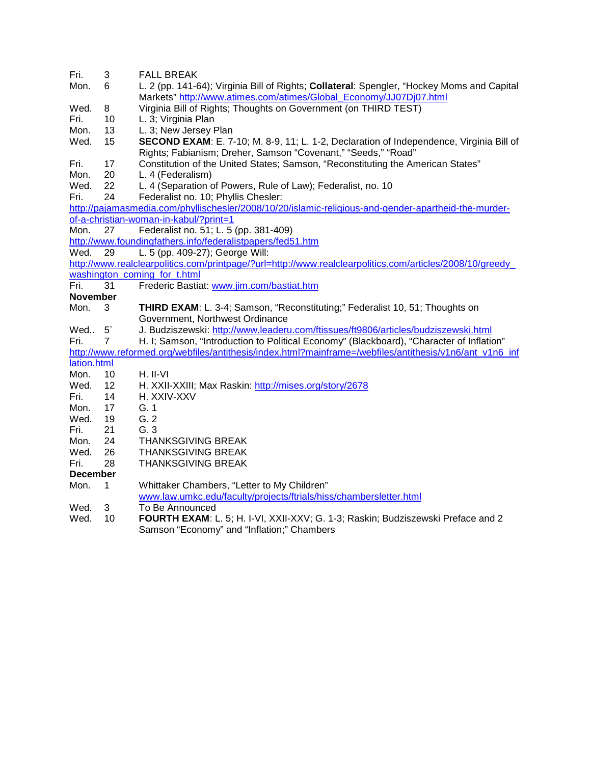| | | |
|---|---|---|
| Fri. | 3 | FALL BREAK |
| Mon. | 6 | L. 2 (pp. 141-64); Virginia Bill of Rights; **Collateral**: Spengler, "Hockey Moms and Capital Markets" http://www.atimes.com/atimes/Global_Economy/JJ07Dj07.html |
| Wed. | 8 | Virginia Bill of Rights; Thoughts on Government (on THIRD TEST) |
| Fri. | 10 | L. 3; Virginia Plan |
| Mon. | 13 | L. 3; New Jersey Plan |
| Wed. | 15 | **SECOND EXAM**: E. 7-10; M. 8-9, 11; L. 1-2, Declaration of Independence, Virginia Bill of Rights; Fabianism; Dreher, Samson "Covenant," "Seeds," "Road" |
| Fri. | 17 | Constitution of the United States; Samson, "Reconstituting the American States" |
| Mon. | 20 | L. 4 (Federalism) |
| Wed. | 22 | L. 4 (Separation of Powers, Rule of Law); Federalist, no. 10 |
| Fri. | 24 | Federalist no. 10; Phyllis Chesler: http://pajamasmedia.com/phyllischesler/2008/10/20/islamic-religious-and-gender-apartheid-the-murder-of-a-christian-woman-in-kabul/?print=1 |
| Mon. | 27 | Federalist no. 51; L. 5 (pp. 381-409) http://www.foundingfathers.info/federalistpapers/fed51.htm |
| Wed. | 29 | L. 5 (pp. 409-27); George Will: http://www.realclearpolitics.com/printpage/?url=http://www.realclearpolitics.com/articles/2008/10/greedy_washington_coming_for_t.html |
| Fri. | 31 | Frederic Bastiat: www.jim.com/bastiat.htm |
| **November** | | |
| Mon. | 3 | **THIRD EXAM**: L. 3-4; Samson, "Reconstituting;" Federalist 10, 51; Thoughts on Government, Northwest Ordinance |
| Wed.. | 5` | J. Budziszewski: http://www.leaderu.com/ftissues/ft9806/articles/budziszewski.html |
| Fri. | 7 | H. I; Samson, "Introduction to Political Economy" (Blackboard), "Character of Inflation" http://www.reformed.org/webfiles/antithesis/index.html?mainframe=/webfiles/antithesis/v1n6/ant_v1n6_inflation.html |
| Mon. | 10 | H. II-VI |
| Wed. | 12 | H. XXII-XXIII; Max Raskin: http://mises.org/story/2678 |
| Fri. | 14 | H. XXIV-XXV |
| Mon. | 17 | G. 1 |
| Wed. | 19 | G. 2 |
| Fri. | 21 | G. 3 |
| Mon. | 24 | THANKSGIVING BREAK |
| Wed. | 26 | THANKSGIVING BREAK |
| Fri. | 28 | THANKSGIVING BREAK |
| **December** | | |
| Mon. | 1 | Whittaker Chambers, "Letter to My Children" www.law.umkc.edu/faculty/projects/ftrials/hiss/chambersletter.html |
| Wed. | 3 | To Be Announced |
| Wed. | 10 | **FOURTH EXAM**: L. 5; H. I-VI, XXII-XXV; G. 1-3; Raskin; Budziszewski Preface and 2 Samson "Economy" and "Inflation;" Chambers |